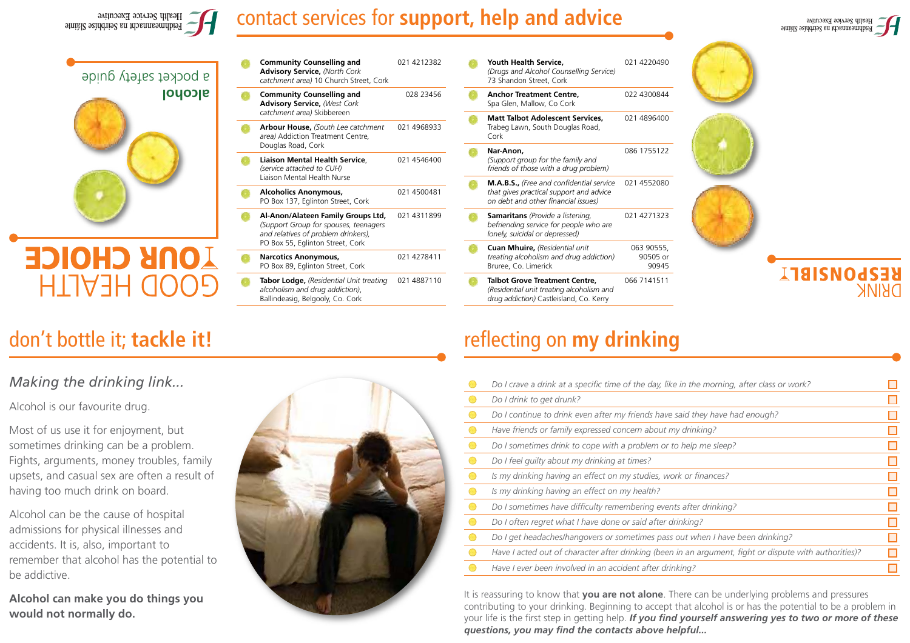## contact services for **support, help and advice**

| Service | Phone |
|---|---|
| **Community Counselling and Advisory Service,** *(North Cork catchment area)* 10 Church Street, Cork | 021 4212382 |
| **Community Counselling and Advisory Service,** *(West Cork catchment area)* Skibbereen | 028 23456 |
| **Arbour House,** *(South Lee catchment area)* Addiction Treatment Centre, Douglas Road, Cork | 021 4968933 |
| **Liaison Mental Health Service**, *(service attached to CUH)* Liaison Mental Health Nurse | 021 4546400 |
| **Alcoholics Anonymous,** PO Box 137, Eglinton Street, Cork | 021 4500481 |
| **Al-Anon/Alateen Family Groups Ltd,** *(Support Group for spouses, teenagers and relatives of problem drinkers),* PO Box 55, Eglinton Street, Cork | 021 4311899 |
| **Narcotics Anonymous,** PO Box 89, Eglinton Street, Cork | 021 4278411 |
| **Tabor Lodge,** *(Residential Unit treating alcoholism and drug addiction),* Ballindeasig, Belgooly, Co. Cork | 021 4887110 |
| **Youth Health Service,** *(Drugs and Alcohol Counselling Service)* 73 Shandon Street, Cork | 021 4220490 |
| **Anchor Treatment Centre,** Spa Glen, Mallow, Co Cork | 022 4300844 |
| **Matt Talbot Adolescent Services,** Trabeg Lawn, South Douglas Road, Cork | 021 4896400 |
| **Nar-Anon,** *(Support group for the family and friends of those with a drug problem)* | 086 1755122 |
| **M.A.B.S.,** *(Free and confidential service that gives practical support and advice on debt and other financial issues)* | 021 4552080 |
| **Samaritans** *(Provide a listening, befriending service for people who are lonely, suicidal or depressed)* | 021 4271323 |
| **Cuan Mhuire,** *(Residential unit treating alcoholism and drug addiction)* Bruree, Co. Limerick | 063 90555, 90505 or 90945 |
| **Talbot Grove Treatment Centre,** *(Residential unit treating alcoholism and drug addiction)* Castleisland, Co. Kerry | 066 7141511 |

DRINK RESPONSIBLY

GOOD HEALTH YOUR CHOICE

**alcohol** a pocket safety guide

Health Service Executive – Feidhmeannacht na Seirbhíse Sláinte

## don't bottle it; **tackle it!**

*Making the drinking link...*

Alcohol is our favourite drug.

Most of us use it for enjoyment, but sometimes drinking can be a problem. Fights, arguments, money troubles, family upsets, and casual sex are often a result of having too much drink on board.

Alcohol can be the cause of hospital admissions for physical illnesses and accidents. It is, also, important to remember that alcohol has the potential to be addictive.

**Alcohol can make you do things you would not normally do.**

## reflecting on **my drinking**

- *Do I crave a drink at a specific time of the day, like in the morning, after class or work?* ☐
- *Do I drink to get drunk?* ☐
- *Do I continue to drink even after my friends have said they have had enough?* ☐
- *Have friends or family expressed concern about my drinking?* ☐
- *Do I sometimes drink to cope with a problem or to help me sleep?* ☐
- *Do I feel guilty about my drinking at times?* ☐
- *Is my drinking having an effect on my studies, work or finances?* ☐
- *Is my drinking having an effect on my health?* ☐
- *Do I sometimes have difficulty remembering events after drinking?* ☐
- *Do I often regret what I have done or said after drinking?* ☐
- *Do I get headaches/hangovers or sometimes pass out when I have been drinking?* ☐
- *Have I acted out of character after drinking (been in an argument, fight or dispute with authorities)?* ☐
- *Have I ever been involved in an accident after drinking?* ☐

It is reassuring to know that **you are not alone**. There can be underlying problems and pressures contributing to your drinking. Beginning to accept that alcohol is or has the potential to be a problem in your life is the first step in getting help. ***If you find yourself answering yes to two or more of these questions, you may find the contacts above helpful...***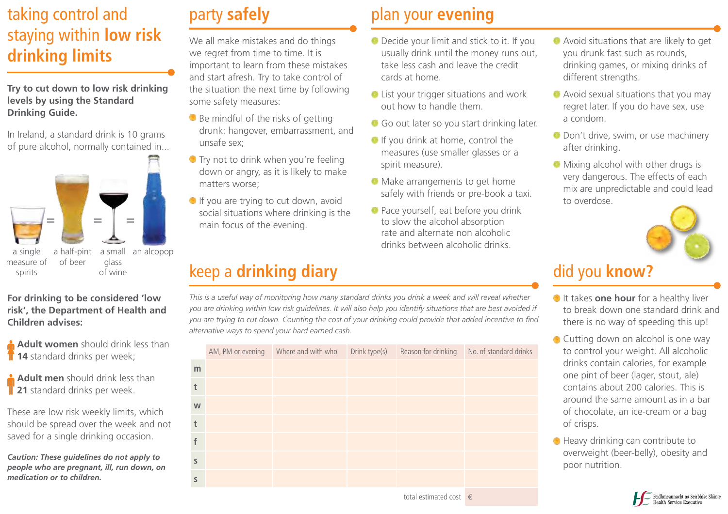# taking control and staying within **low risk drinking limits**

**Try to cut down to low risk drinking levels by using the Standard Drinking Guide.**

In Ireland, a standard drink is 10 grams of pure alcohol, normally contained in...

a single measure of spirits = a half-pint of beer = a small glass of wine = an alcopop

**For drinking to be considered 'low risk', the Department of Health and Children advises:**

**Adult women** should drink less than **14** standard drinks per week;

**Adult men** should drink less than **21** standard drinks per week.

These are low risk weekly limits, which should be spread over the week and not saved for a single drinking occasion.

***Caution: These guidelines do not apply to people who are pregnant, ill, run down, on medication or to children.***

## party **safely**

We all make mistakes and do things we regret from time to time. It is important to learn from these mistakes and start afresh. Try to take control of the situation the next time by following some safety measures:

- Be mindful of the risks of getting drunk: hangover, embarrassment, and unsafe sex;
- Try not to drink when you're feeling down or angry, as it is likely to make matters worse;
- If you are trying to cut down, avoid social situations where drinking is the main focus of the evening.

## plan your **evening**

- Decide your limit and stick to it. If you usually drink until the money runs out, take less cash and leave the credit cards at home.
- List your trigger situations and work out how to handle them.
- Go out later so you start drinking later.
- If you drink at home, control the measures (use smaller glasses or a spirit measure).
- Make arrangements to get home safely with friends or pre-book a taxi.
- Pace yourself, eat before you drink to slow the alcohol absorption rate and alternate non alcoholic drinks between alcoholic drinks.
- Avoid situations that are likely to get you drunk fast such as rounds, drinking games, or mixing drinks of different strengths.
- Avoid sexual situations that you may regret later. If you do have sex, use a condom.
- Don't drive, swim, or use machinery after drinking.
- Mixing alcohol with other drugs is very dangerous. The effects of each mix are unpredictable and could lead to overdose.

## keep a **drinking diary**

*This is a useful way of monitoring how many standard drinks you drink a week and will reveal whether you are drinking within low risk guidelines. It will also help you identify situations that are best avoided if you are trying to cut down. Counting the cost of your drinking could provide that added incentive to find alternative ways to spend your hard earned cash.*

| | AM, PM or evening | Where and with who | Drink type(s) | Reason for drinking | No. of standard drinks |
|---|---|---|---|---|---|
| m | | | | | |
| t | | | | | |
| w | | | | | |
| t | | | | | |
| f | | | | | |
| s | | | | | |
| s | | | | | |
| | | | | total estimated cost | € |

## did you **know?**

- It takes **one hour** for a healthy liver to break down one standard drink and there is no way of speeding this up!
- Cutting down on alcohol is one way to control your weight. All alcoholic drinks contain calories, for example one pint of beer (lager, stout, ale) contains about 200 calories. This is around the same amount as in a bar of chocolate, an ice-cream or a bag of crisps.
- Heavy drinking can contribute to overweight (beer-belly), obesity and poor nutrition.

Feidhmeannacht na Seirbhíse Sláinte
Health Service Executive